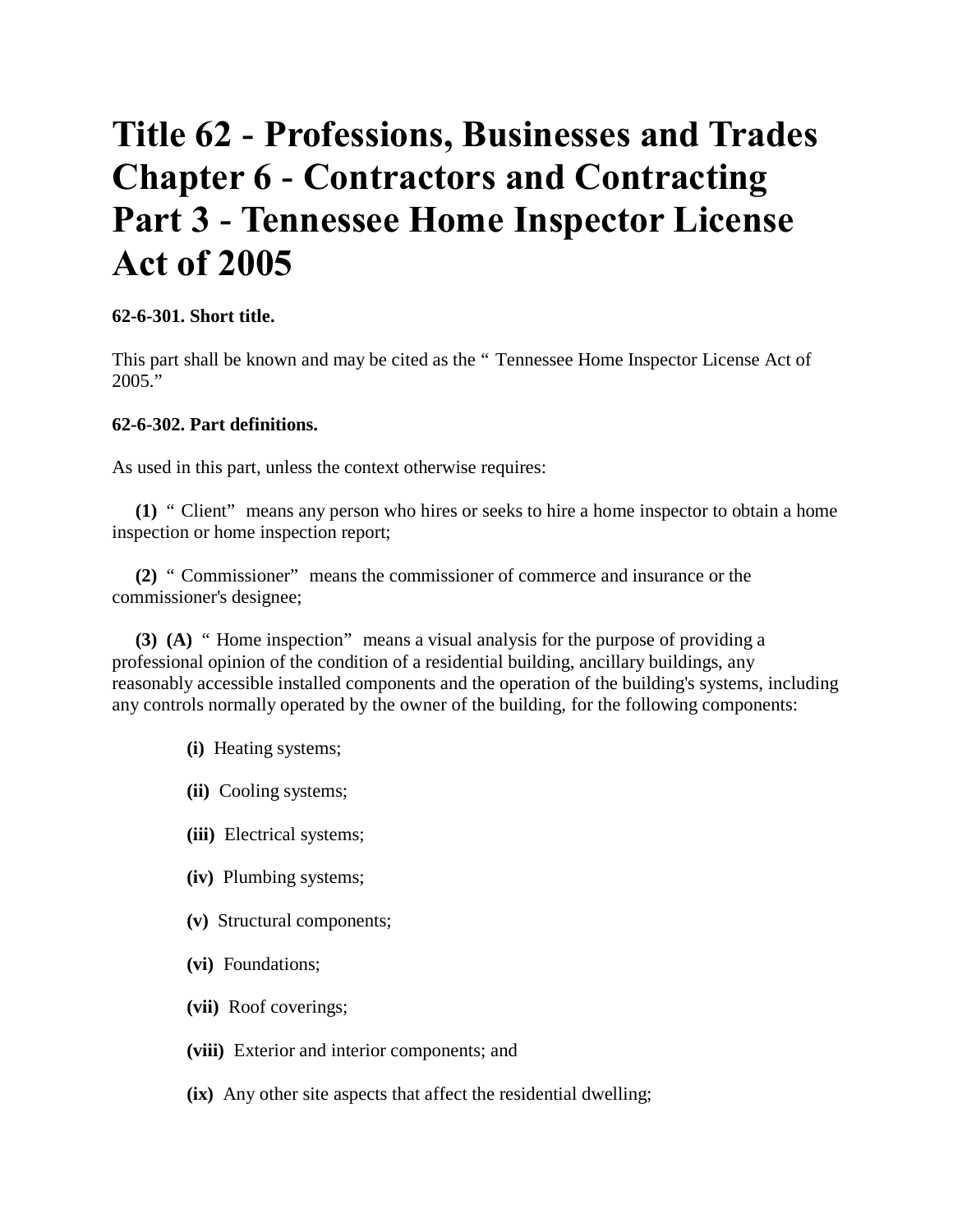# Title 62 - Professions, Businesses and Trades Chapter 6 - Contractors and Contracting Part 3 - Tennessee Home Inspector License Act of 2005

**62-6-301. Short title.**

This part shall be known and may be cited as the " Tennessee Home Inspector License Act of 2005."

**62-6-302. Part definitions.**

As used in this part, unless the context otherwise requires:

**(1)** " Client" means any person who hires or seeks to hire a home inspector to obtain a home inspection or home inspection report;

**(2)** " Commissioner" means the commissioner of commerce and insurance or the commissioner's designee;

**(3)** **(A)** " Home inspection" means a visual analysis for the purpose of providing a professional opinion of the condition of a residential building, ancillary buildings, any reasonably accessible installed components and the operation of the building's systems, including any controls normally operated by the owner of the building, for the following components:

- **(i)** Heating systems;
- **(ii)** Cooling systems;
- **(iii)** Electrical systems;
- **(iv)** Plumbing systems;
- **(v)** Structural components;
- **(vi)** Foundations;
- **(vii)** Roof coverings;
- **(viii)** Exterior and interior components; and
- **(ix)** Any other site aspects that affect the residential dwelling;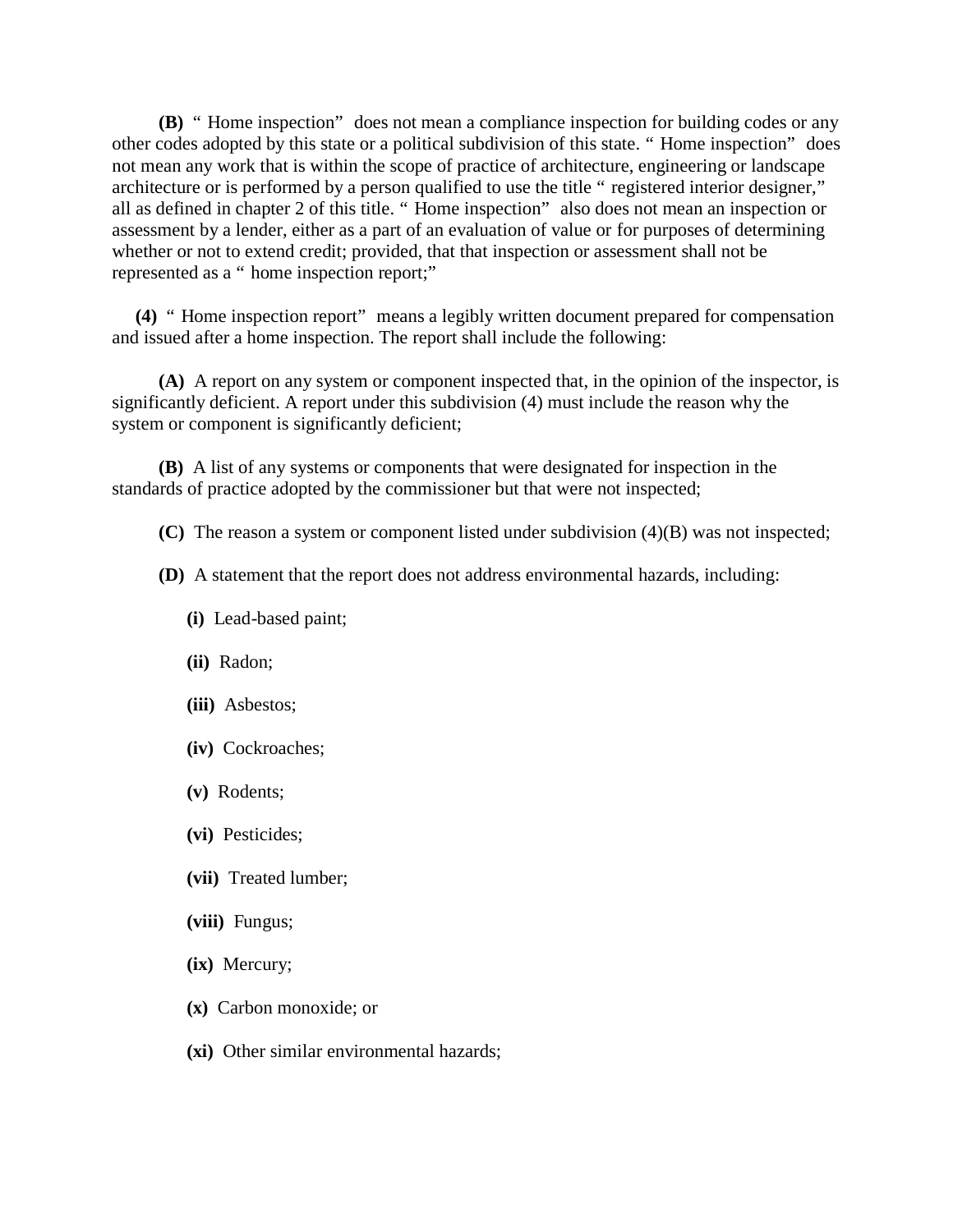**(B)** " Home inspection" does not mean a compliance inspection for building codes or any other codes adopted by this state or a political subdivision of this state. " Home inspection" does not mean any work that is within the scope of practice of architecture, engineering or landscape architecture or is performed by a person qualified to use the title " registered interior designer," all as defined in chapter 2 of this title. " Home inspection" also does not mean an inspection or assessment by a lender, either as a part of an evaluation of value or for purposes of determining whether or not to extend credit; provided, that that inspection or assessment shall not be represented as a " home inspection report;"

**(4)** " Home inspection report" means a legibly written document prepared for compensation and issued after a home inspection. The report shall include the following:

**(A)** A report on any system or component inspected that, in the opinion of the inspector, is significantly deficient. A report under this subdivision (4) must include the reason why the system or component is significantly deficient;

**(B)** A list of any systems or components that were designated for inspection in the standards of practice adopted by the commissioner but that were not inspected;

**(C)** The reason a system or component listed under subdivision (4)(B) was not inspected;

**(D)** A statement that the report does not address environmental hazards, including:

**(i)** Lead-based paint;

**(ii)** Radon;

**(iii)** Asbestos;

**(iv)** Cockroaches;

**(v)** Rodents;

**(vi)** Pesticides;

**(vii)** Treated lumber;

**(viii)** Fungus;

**(ix)** Mercury;

**(x)** Carbon monoxide; or

**(xi)** Other similar environmental hazards;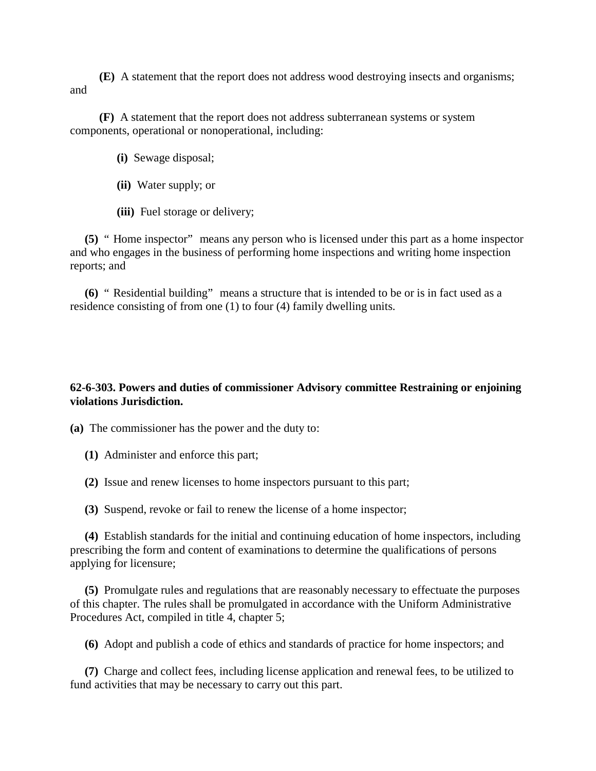**(E)** A statement that the report does not address wood destroying insects and organisms; and

**(F)** A statement that the report does not address subterranean systems or system components, operational or nonoperational, including:

**(i)** Sewage disposal;

**(ii)** Water supply; or

**(iii)** Fuel storage or delivery;

**(5)** " Home inspector" means any person who is licensed under this part as a home inspector and who engages in the business of performing home inspections and writing home inspection reports; and

**(6)** " Residential building" means a structure that is intended to be or is in fact used as a residence consisting of from one (1) to four (4) family dwelling units.

**62-6-303. Powers and duties of commissioner Advisory committee Restraining or enjoining violations Jurisdiction.**

**(a)** The commissioner has the power and the duty to:

**(1)** Administer and enforce this part;

**(2)** Issue and renew licenses to home inspectors pursuant to this part;

**(3)** Suspend, revoke or fail to renew the license of a home inspector;

**(4)** Establish standards for the initial and continuing education of home inspectors, including prescribing the form and content of examinations to determine the qualifications of persons applying for licensure;

**(5)** Promulgate rules and regulations that are reasonably necessary to effectuate the purposes of this chapter. The rules shall be promulgated in accordance with the Uniform Administrative Procedures Act, compiled in title 4, chapter 5;

**(6)** Adopt and publish a code of ethics and standards of practice for home inspectors; and

**(7)** Charge and collect fees, including license application and renewal fees, to be utilized to fund activities that may be necessary to carry out this part.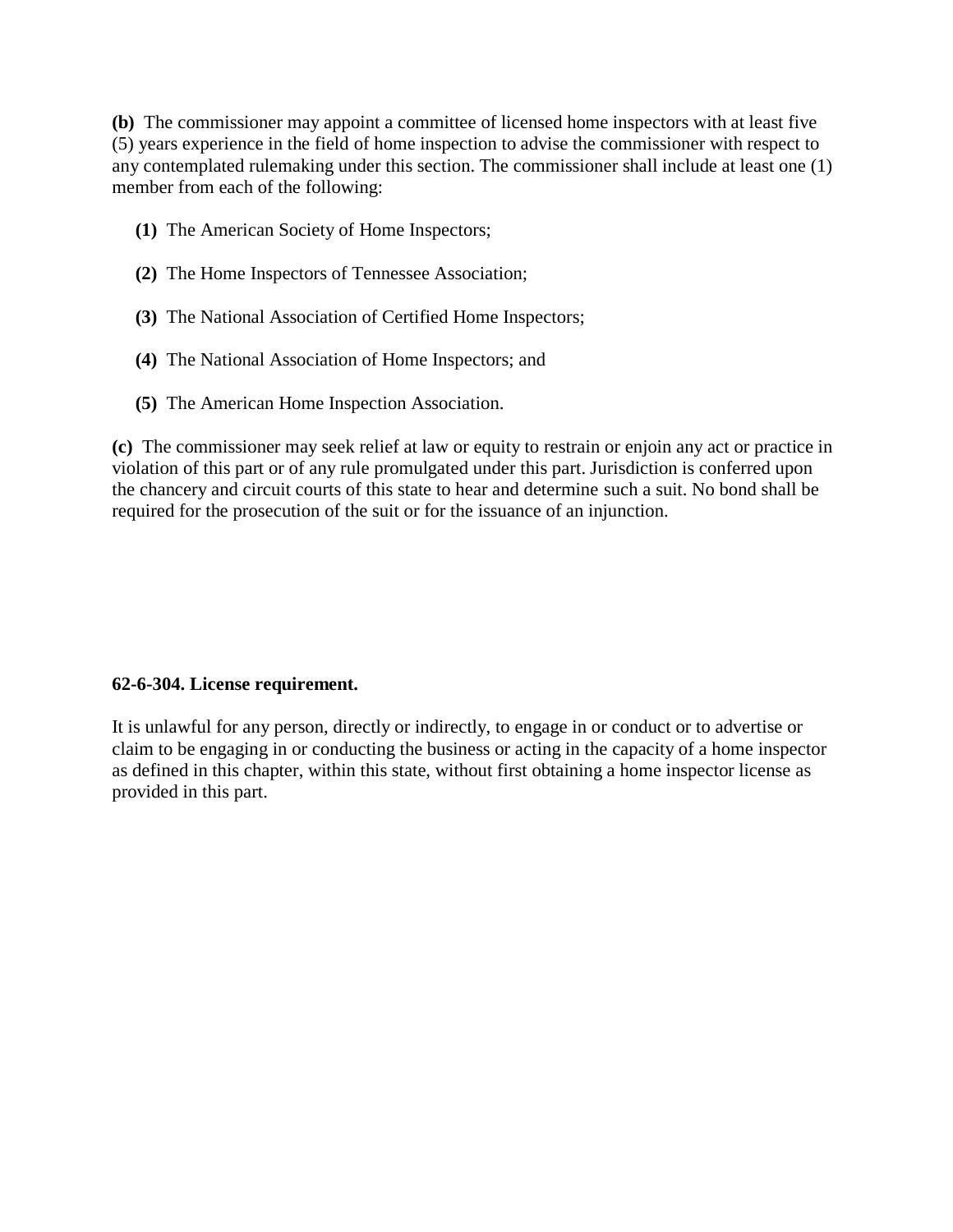**(b)** The commissioner may appoint a committee of licensed home inspectors with at least five (5) years experience in the field of home inspection to advise the commissioner with respect to any contemplated rulemaking under this section. The commissioner shall include at least one (1) member from each of the following:

**(1)** The American Society of Home Inspectors;

**(2)** The Home Inspectors of Tennessee Association;

**(3)** The National Association of Certified Home Inspectors;

**(4)** The National Association of Home Inspectors; and

**(5)** The American Home Inspection Association.

**(c)** The commissioner may seek relief at law or equity to restrain or enjoin any act or practice in violation of this part or of any rule promulgated under this part. Jurisdiction is conferred upon the chancery and circuit courts of this state to hear and determine such a suit. No bond shall be required for the prosecution of the suit or for the issuance of an injunction.

**62-6-304. License requirement.**

It is unlawful for any person, directly or indirectly, to engage in or conduct or to advertise or claim to be engaging in or conducting the business or acting in the capacity of a home inspector as defined in this chapter, within this state, without first obtaining a home inspector license as provided in this part.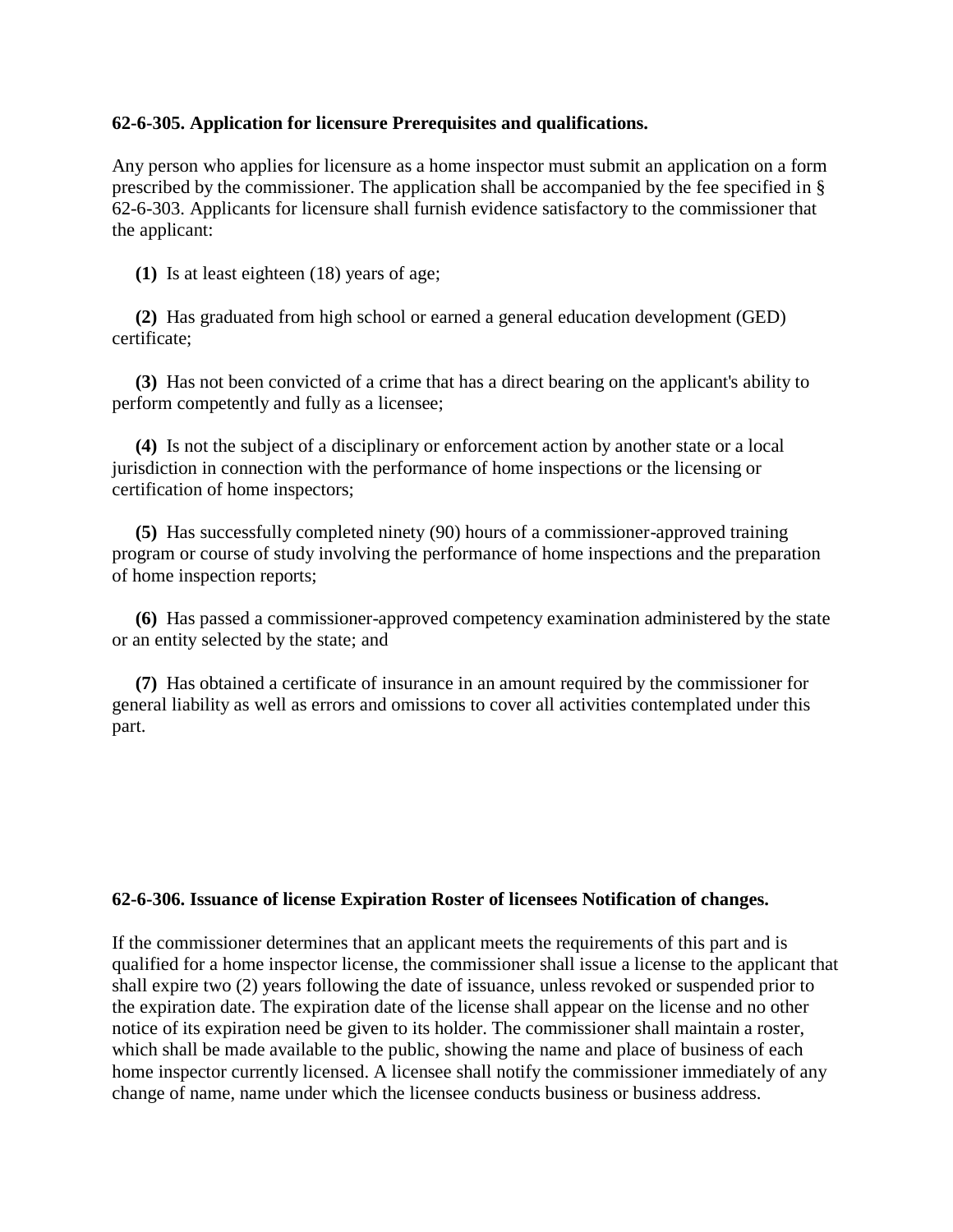**62-6-305. Application for licensure Prerequisites and qualifications.**

Any person who applies for licensure as a home inspector must submit an application on a form prescribed by the commissioner. The application shall be accompanied by the fee specified in § 62-6-303. Applicants for licensure shall furnish evidence satisfactory to the commissioner that the applicant:

**(1)** Is at least eighteen (18) years of age;

**(2)** Has graduated from high school or earned a general education development (GED) certificate;

**(3)** Has not been convicted of a crime that has a direct bearing on the applicant's ability to perform competently and fully as a licensee;

**(4)** Is not the subject of a disciplinary or enforcement action by another state or a local jurisdiction in connection with the performance of home inspections or the licensing or certification of home inspectors;

**(5)** Has successfully completed ninety (90) hours of a commissioner-approved training program or course of study involving the performance of home inspections and the preparation of home inspection reports;

**(6)** Has passed a commissioner-approved competency examination administered by the state or an entity selected by the state; and

**(7)** Has obtained a certificate of insurance in an amount required by the commissioner for general liability as well as errors and omissions to cover all activities contemplated under this part.

**62-6-306. Issuance of license Expiration Roster of licensees Notification of changes.**

If the commissioner determines that an applicant meets the requirements of this part and is qualified for a home inspector license, the commissioner shall issue a license to the applicant that shall expire two (2) years following the date of issuance, unless revoked or suspended prior to the expiration date. The expiration date of the license shall appear on the license and no other notice of its expiration need be given to its holder. The commissioner shall maintain a roster, which shall be made available to the public, showing the name and place of business of each home inspector currently licensed. A licensee shall notify the commissioner immediately of any change of name, name under which the licensee conducts business or business address.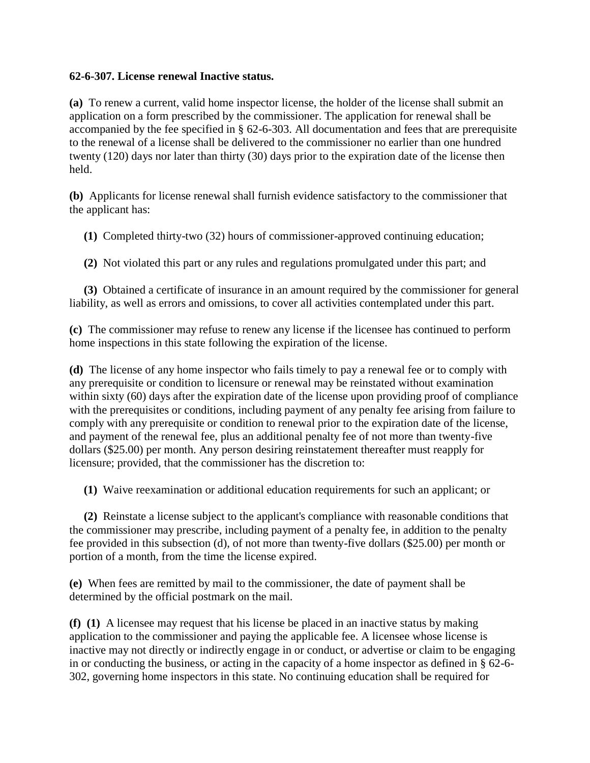**62-6-307. License renewal Inactive status.**

**(a)** To renew a current, valid home inspector license, the holder of the license shall submit an application on a form prescribed by the commissioner. The application for renewal shall be accompanied by the fee specified in § 62-6-303. All documentation and fees that are prerequisite to the renewal of a license shall be delivered to the commissioner no earlier than one hundred twenty (120) days nor later than thirty (30) days prior to the expiration date of the license then held.

**(b)** Applicants for license renewal shall furnish evidence satisfactory to the commissioner that the applicant has:

**(1)** Completed thirty-two (32) hours of commissioner-approved continuing education;

**(2)** Not violated this part or any rules and regulations promulgated under this part; and

**(3)** Obtained a certificate of insurance in an amount required by the commissioner for general liability, as well as errors and omissions, to cover all activities contemplated under this part.

**(c)** The commissioner may refuse to renew any license if the licensee has continued to perform home inspections in this state following the expiration of the license.

**(d)** The license of any home inspector who fails timely to pay a renewal fee or to comply with any prerequisite or condition to licensure or renewal may be reinstated without examination within sixty (60) days after the expiration date of the license upon providing proof of compliance with the prerequisites or conditions, including payment of any penalty fee arising from failure to comply with any prerequisite or condition to renewal prior to the expiration date of the license, and payment of the renewal fee, plus an additional penalty fee of not more than twenty-five dollars ($25.00) per month. Any person desiring reinstatement thereafter must reapply for licensure; provided, that the commissioner has the discretion to:

**(1)** Waive reexamination or additional education requirements for such an applicant; or

**(2)** Reinstate a license subject to the applicant's compliance with reasonable conditions that the commissioner may prescribe, including payment of a penalty fee, in addition to the penalty fee provided in this subsection (d), of not more than twenty-five dollars ($25.00) per month or portion of a month, from the time the license expired.

**(e)** When fees are remitted by mail to the commissioner, the date of payment shall be determined by the official postmark on the mail.

**(f)** **(1)** A licensee may request that his license be placed in an inactive status by making application to the commissioner and paying the applicable fee. A licensee whose license is inactive may not directly or indirectly engage in or conduct, or advertise or claim to be engaging in or conducting the business, or acting in the capacity of a home inspector as defined in § 62-6-302, governing home inspectors in this state. No continuing education shall be required for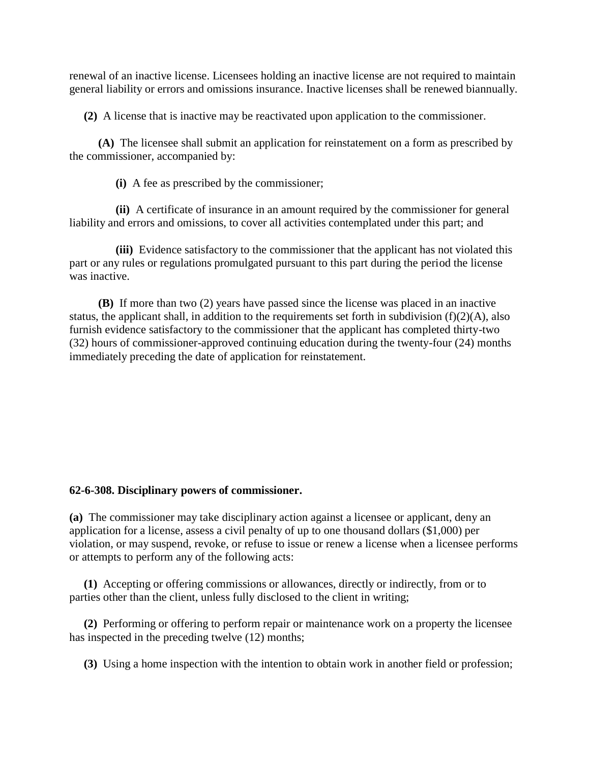renewal of an inactive license. Licensees holding an inactive license are not required to maintain general liability or errors and omissions insurance. Inactive licenses shall be renewed biannually.

**(2)** A license that is inactive may be reactivated upon application to the commissioner.

**(A)** The licensee shall submit an application for reinstatement on a form as prescribed by the commissioner, accompanied by:

**(i)** A fee as prescribed by the commissioner;

**(ii)** A certificate of insurance in an amount required by the commissioner for general liability and errors and omissions, to cover all activities contemplated under this part; and

**(iii)** Evidence satisfactory to the commissioner that the applicant has not violated this part or any rules or regulations promulgated pursuant to this part during the period the license was inactive.

**(B)** If more than two (2) years have passed since the license was placed in an inactive status, the applicant shall, in addition to the requirements set forth in subdivision (f)(2)(A), also furnish evidence satisfactory to the commissioner that the applicant has completed thirty-two (32) hours of commissioner-approved continuing education during the twenty-four (24) months immediately preceding the date of application for reinstatement.

**62-6-308. Disciplinary powers of commissioner.**

**(a)** The commissioner may take disciplinary action against a licensee or applicant, deny an application for a license, assess a civil penalty of up to one thousand dollars ($1,000) per violation, or may suspend, revoke, or refuse to issue or renew a license when a licensee performs or attempts to perform any of the following acts:

**(1)** Accepting or offering commissions or allowances, directly or indirectly, from or to parties other than the client, unless fully disclosed to the client in writing;

**(2)** Performing or offering to perform repair or maintenance work on a property the licensee has inspected in the preceding twelve (12) months;

**(3)** Using a home inspection with the intention to obtain work in another field or profession;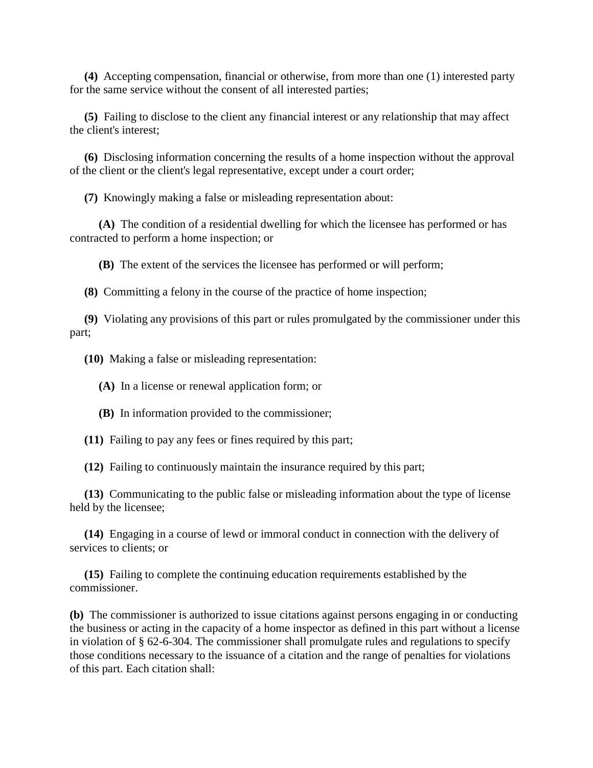**(4)** Accepting compensation, financial or otherwise, from more than one (1) interested party for the same service without the consent of all interested parties;

**(5)** Failing to disclose to the client any financial interest or any relationship that may affect the client's interest;

**(6)** Disclosing information concerning the results of a home inspection without the approval of the client or the client's legal representative, except under a court order;

**(7)** Knowingly making a false or misleading representation about:

**(A)** The condition of a residential dwelling for which the licensee has performed or has contracted to perform a home inspection; or

**(B)** The extent of the services the licensee has performed or will perform;

**(8)** Committing a felony in the course of the practice of home inspection;

**(9)** Violating any provisions of this part or rules promulgated by the commissioner under this part;

**(10)** Making a false or misleading representation:

**(A)** In a license or renewal application form; or

**(B)** In information provided to the commissioner;

**(11)** Failing to pay any fees or fines required by this part;

**(12)** Failing to continuously maintain the insurance required by this part;

**(13)** Communicating to the public false or misleading information about the type of license held by the licensee;

**(14)** Engaging in a course of lewd or immoral conduct in connection with the delivery of services to clients; or

**(15)** Failing to complete the continuing education requirements established by the commissioner.

**(b)** The commissioner is authorized to issue citations against persons engaging in or conducting the business or acting in the capacity of a home inspector as defined in this part without a license in violation of § 62-6-304. The commissioner shall promulgate rules and regulations to specify those conditions necessary to the issuance of a citation and the range of penalties for violations of this part. Each citation shall: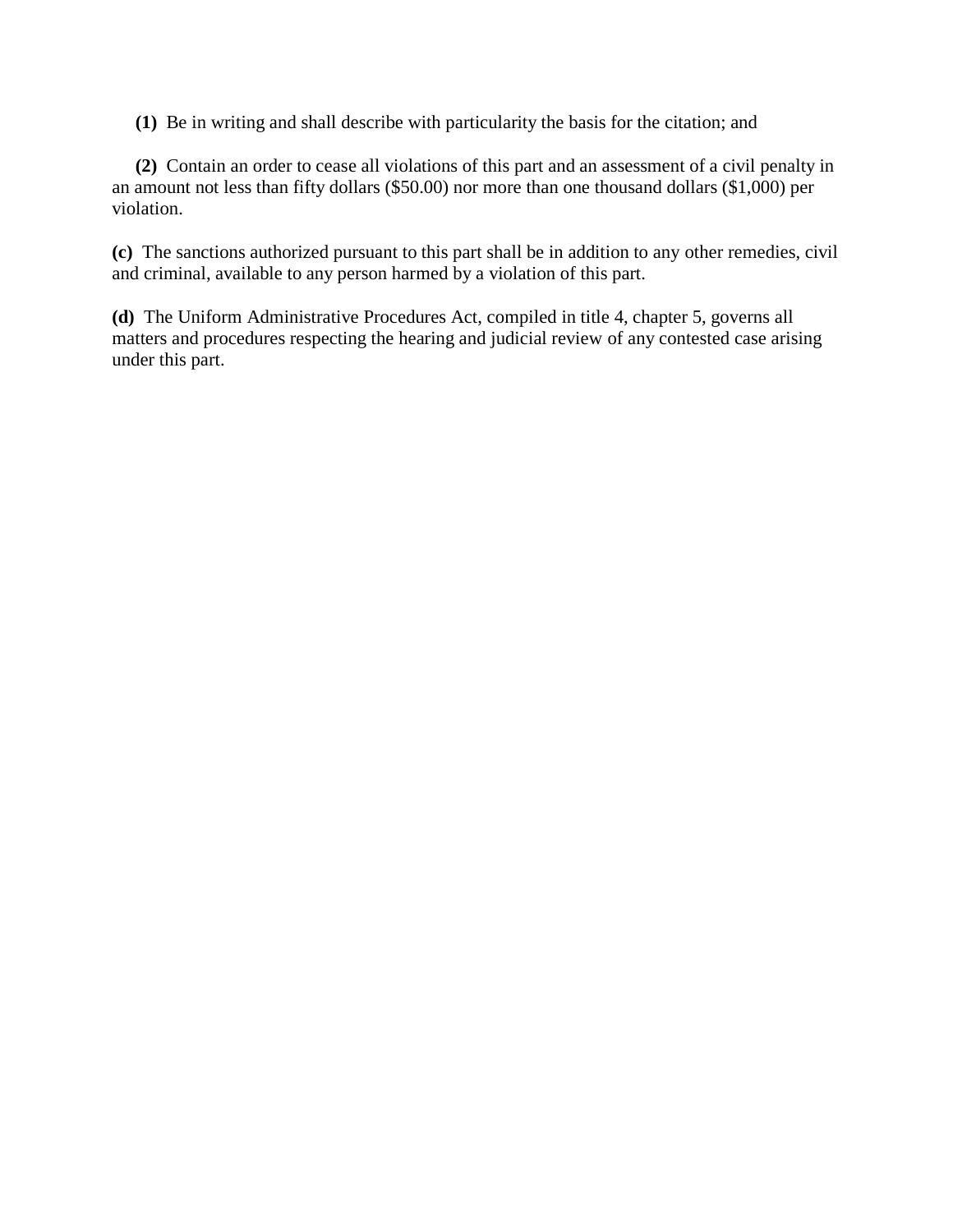**(1)** Be in writing and shall describe with particularity the basis for the citation; and

**(2)** Contain an order to cease all violations of this part and an assessment of a civil penalty in an amount not less than fifty dollars ($50.00) nor more than one thousand dollars ($1,000) per violation.

**(c)** The sanctions authorized pursuant to this part shall be in addition to any other remedies, civil and criminal, available to any person harmed by a violation of this part.

**(d)** The Uniform Administrative Procedures Act, compiled in title 4, chapter 5, governs all matters and procedures respecting the hearing and judicial review of any contested case arising under this part.